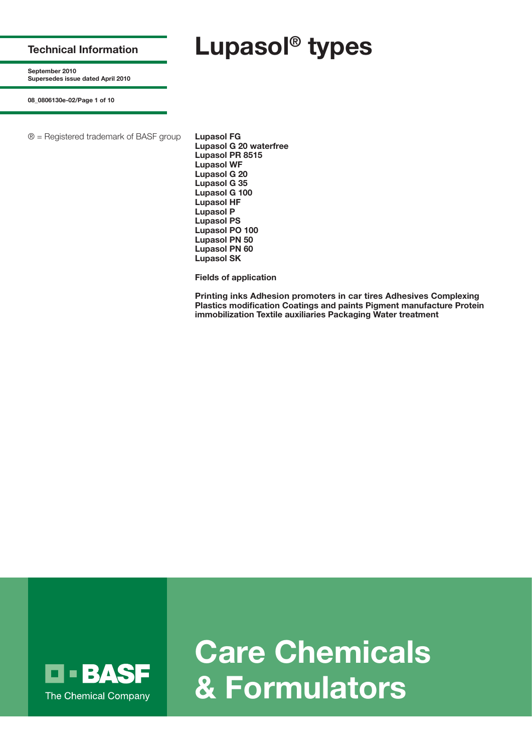Technical Information

September 2010
Supersedes issue dated April 2010

08_0806130e-02

# Lupasol® types

® = Registered trademark of BASF group

**Lupasol FG**
**Lupasol G 20 waterfree**
**Lupasol PR 8515**
**Lupasol WF**
**Lupasol G 20**
**Lupasol G 35**
**Lupasol G 100**
**Lupasol HF**
**Lupasol P**
**Lupasol PS**
**Lupasol PO 100**
**Lupasol PN 50**
**Lupasol PN 60**
**Lupasol SK**

**Fields of application**

**Printing inks Adhesion promoters in car tires Adhesives Complexing Plastics modification Coatings and paints Pigment manufacture Protein immobilization Textile auxiliaries Packaging Water treatment**

BASF
The Chemical Company

# Care Chemicals & Formulators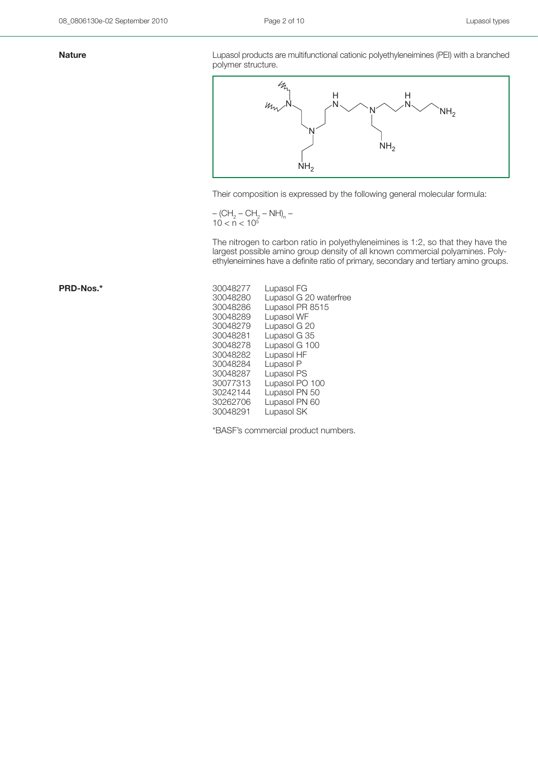**Nature**

Lupasol products are multifunctional cationic polyethyleneimines (PEI) with a branched polymer structure.

Their composition is expressed by the following general molecular formula:

$– (CH_2 – CH_2 – NH)_n –$
$10 < n < 10^5$

The nitrogen to carbon ratio in polyethyleneimines is 1:2, so that they have the largest possible amino group density of all known commercial polyamines. Polyethyleneimines have a definite ratio of primary, secondary and tertiary amino groups.

**PRD-Nos.***

| | |
|---|---|
| 30048277 | Lupasol FG |
| 30048280 | Lupasol G 20 waterfree |
| 30048286 | Lupasol PR 8515 |
| 30048289 | Lupasol WF |
| 30048279 | Lupasol G 20 |
| 30048281 | Lupasol G 35 |
| 30048278 | Lupasol G 100 |
| 30048282 | Lupasol HF |
| 30048284 | Lupasol P |
| 30048287 | Lupasol PS |
| 30077313 | Lupasol PO 100 |
| 30242144 | Lupasol PN 50 |
| 30262706 | Lupasol PN 60 |
| 30048291 | Lupasol SK |

*BASF's commercial product numbers.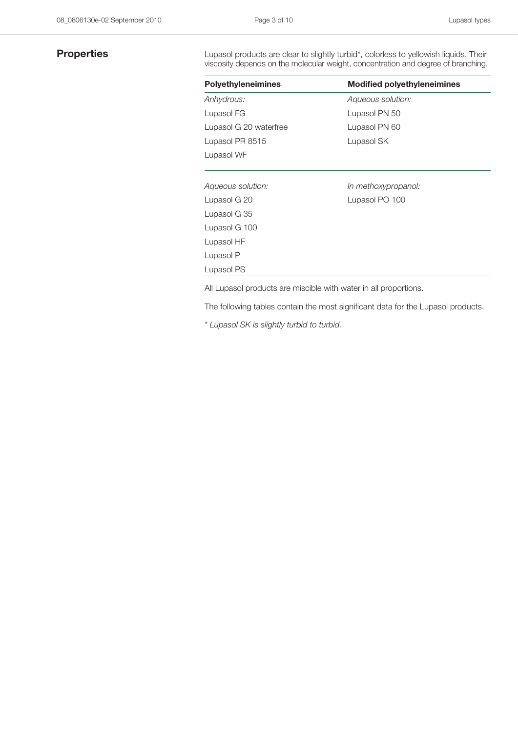## Properties

Lupasol products are clear to slightly turbid*, colorless to yellowish liquids. Their viscosity depends on the molecular weight, concentration and degree of branching.

| **Polyethyleneimines** | **Modified polyethyleneimines** |
|---|---|
| *Anhydrous:* | *Aqueous solution:* |
| Lupasol FG | Lupasol PN 50 |
| Lupasol G 20 waterfree | Lupasol PN 60 |
| Lupasol PR 8515 | Lupasol SK |
| Lupasol WF | |
| *Aqueous solution:* | *In methoxypropanol:* |
| Lupasol G 20 | Lupasol PO 100 |
| Lupasol G 35 | |
| Lupasol G 100 | |
| Lupasol HF | |
| Lupasol P | |
| Lupasol PS | |

All Lupasol products are miscible with water in all proportions.

The following tables contain the most significant data for the Lupasol products.

*\* Lupasol SK is slightly turbid to turbid.*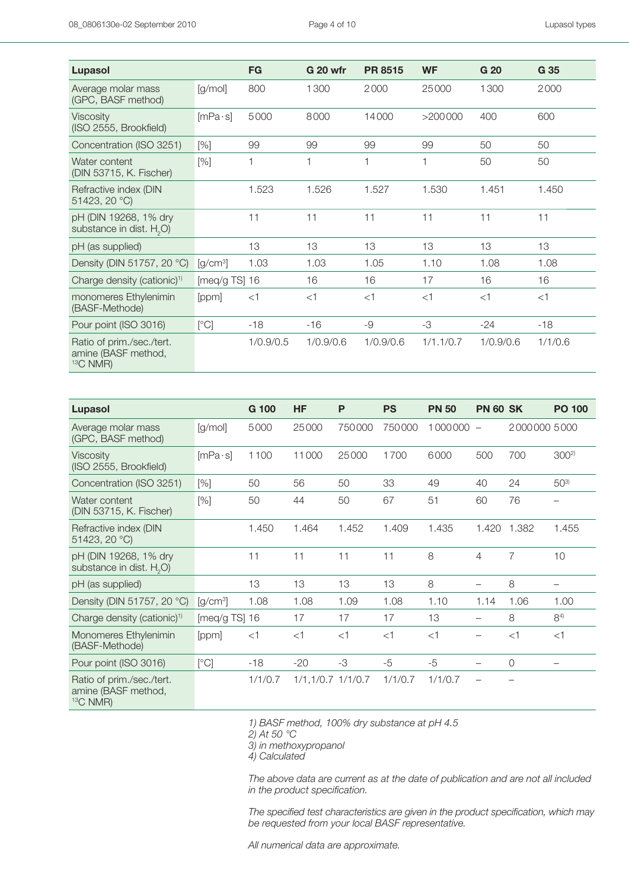| Lupasol | | FG | G 20 wfr | PR 8515 | WF | G 20 | G 35 |
|---|---|---|---|---|---|---|---|
| Average molar mass (GPC, BASF method) | [g/mol] | 800 | 1300 | 2000 | 25000 | 1300 | 2000 |
| Viscosity (ISO 2555, Brookfield) | [mPa·s] | 5000 | 8000 | 14000 | >200000 | 400 | 600 |
| Concentration (ISO 3251) | [%] | 99 | 99 | 99 | 99 | 50 | 50 |
| Water content (DIN 53715, K. Fischer) | [%] | 1 | 1 | 1 | 1 | 50 | 50 |
| Refractive index (DIN 51423, 20 °C) | | 1.523 | 1.526 | 1.527 | 1.530 | 1.451 | 1.450 |
| pH (DIN 19268, 1% dry substance in dist. $H_2O$) | | 11 | 11 | 11 | 11 | 11 | 11 |
| pH (as supplied) | | 13 | 13 | 13 | 13 | 13 | 13 |
| Density (DIN 51757, 20 °C) | [g/cm³] | 1.03 | 1.03 | 1.05 | 1.10 | 1.08 | 1.08 |
| Charge density (cationic)[1] | [meq/g TS] | 16 | 16 | 16 | 17 | 16 | 16 |
| monomeres Ethylenimin (BASF-Methode) | [ppm] | <1 | <1 | <1 | <1 | <1 | <1 |
| Pour point (ISO 3016) | [°C] | -18 | -16 | -9 | -3 | -24 | -18 |
| Ratio of prim./sec./tert. amine (BASF method, $^{13}C$ NMR) | | 1/0.9/0.5 | 1/0.9/0.6 | 1/0.9/0.6 | 1/1.1/0.7 | 1/0.9/0.6 | 1/1/0.6 |

| Lupasol | | G 100 | HF | P | PS | PN 50 | PN 60 | SK | PO 100 |
|---|---|---|---|---|---|---|---|---|---|
| Average molar mass (GPC, BASF method) | [g/mol] | 5000 | 25000 | 750000 | 750000 | 1000000 | – | 2000000 | 5000 |
| Viscosity (ISO 2555, Brookfield) | [mPa·s] | 1100 | 11000 | 25000 | 1700 | 6000 | 500 | 700 | 300[2] |
| Concentration (ISO 3251) | [%] | 50 | 56 | 50 | 33 | 49 | 40 | 24 | 50[3] |
| Water content (DIN 53715, K. Fischer) | [%] | 50 | 44 | 50 | 67 | 51 | 60 | 76 | – |
| Refractive index (DIN 51423, 20 °C) | | 1.450 | 1.464 | 1.452 | 1.409 | 1.435 | 1.420 | 1.382 | 1.455 |
| pH (DIN 19268, 1% dry substance in dist. $H_2O$) | | 11 | 11 | 11 | 11 | 8 | 4 | 7 | 10 |
| pH (as supplied) | | 13 | 13 | 13 | 13 | 8 | – | 8 | – |
| Density (DIN 51757, 20 °C) | [g/cm³] | 1.08 | 1.08 | 1.09 | 1.08 | 1.10 | 1.14 | 1.06 | 1.00 |
| Charge density (cationic)[1] | [meq/g TS] | 16 | 17 | 17 | 17 | 13 | – | 8 | 8[4] |
| Monomeres Ethylenimin (BASF-Methode) | [ppm] | <1 | <1 | <1 | <1 | <1 | – | <1 | <1 |
| Pour point (ISO 3016) | [°C] | -18 | -20 | -3 | -5 | -5 | – | 0 | – |
| Ratio of prim./sec./tert. amine (BASF method, $^{13}C$ NMR) | | 1/1/0.7 | 1/1,1/0.7 | 1/1/0.7 | 1/1/0.7 | 1/1/0.7 | – | – | |

*1) BASF method, 100% dry substance at pH 4.5*
*2) At 50 °C*
*3) in methoxypropanol*
*4) Calculated*

*The above data are current as at the date of publication and are not all included in the product specification.*

*The specified test characteristics are given in the product specification, which may be requested from your local BASF representative.*

*All numerical data are approximate.*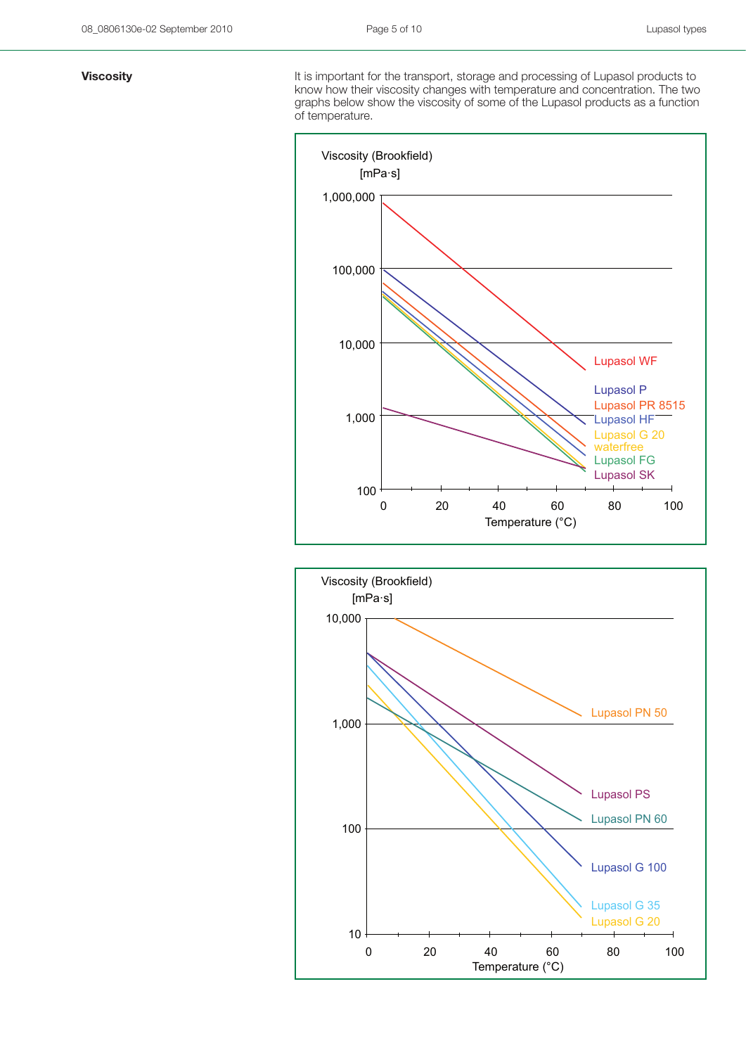## Viscosity

It is important for the transport, storage and processing of Lupasol products to know how their viscosity changes with temperature and concentration. The two graphs below show the viscosity of some of the Lupasol products as a function of temperature.

Viscosity (Brookfield) [mPa·s]

1,000,000
100,000
10,000
1,000
100

0 20 40 60 80 100
Temperature (°C)

Lupasol WF
Lupasol P
Lupasol PR 8515
Lupasol HF
Lupasol G 20 waterfree
Lupasol FG
Lupasol SK

Viscosity (Brookfield) [mPa·s]

10,000
1,000
100
10

0 20 40 60 80 100
Temperature (°C)

Lupasol PN 50
Lupasol PS
Lupasol PN 60
Lupasol G 100
Lupasol G 35
Lupasol G 20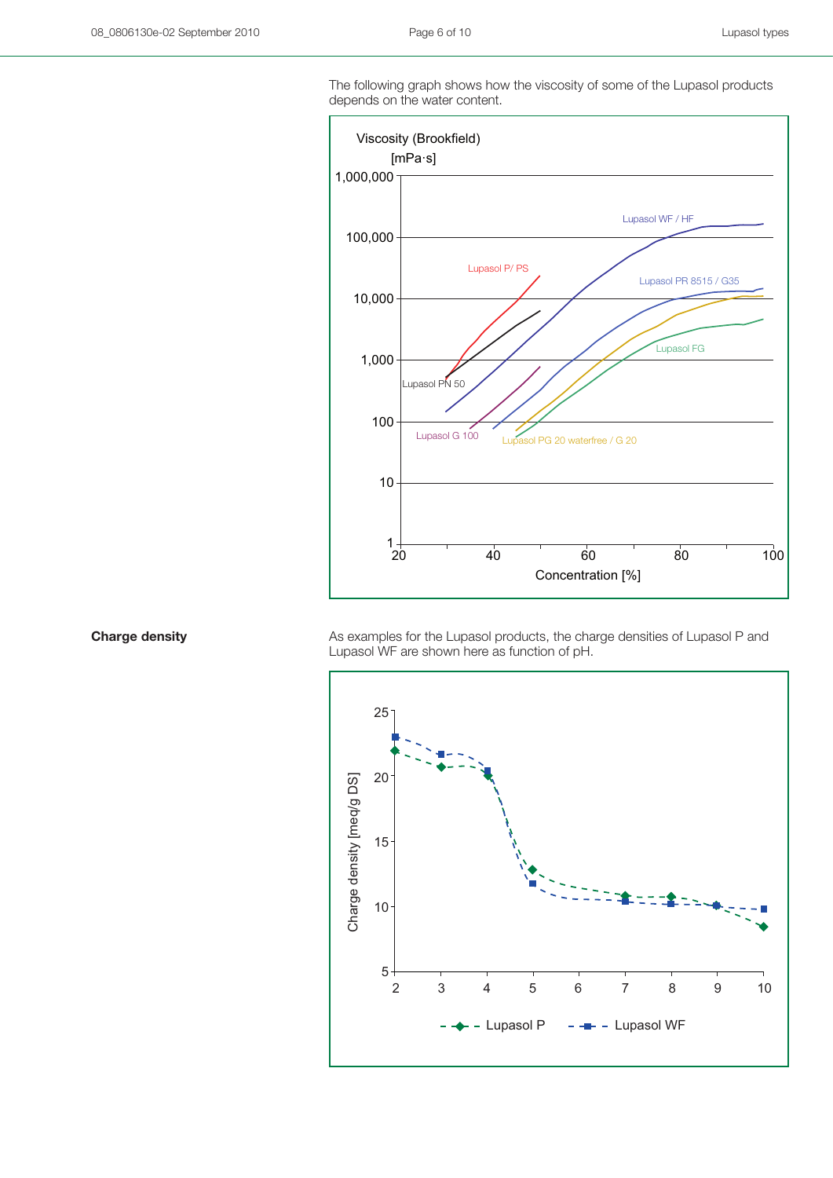The following graph shows how the viscosity of some of the Lupasol products depends on the water content.

Viscosity (Brookfield)
[mPa·s]

1,000,000
100,000
10,000
1,000
100
10
1

Lupasol WF / HF
Lupasol P/ PS
Lupasol PR 8515 / G35
Lupasol FG
Lupasol PN 50
Lupasol G 100
Lupasol PG 20 waterfree / G 20

20 40 60 80 100

Concentration [%]

## Charge density

As examples for the Lupasol products, the charge densities of Lupasol P and Lupasol WF are shown here as function of pH.

Charge density [meq/g DS]

25
20
15
10
5

2 3 4 5 6 7 8 9 10

Lupasol P
Lupasol WF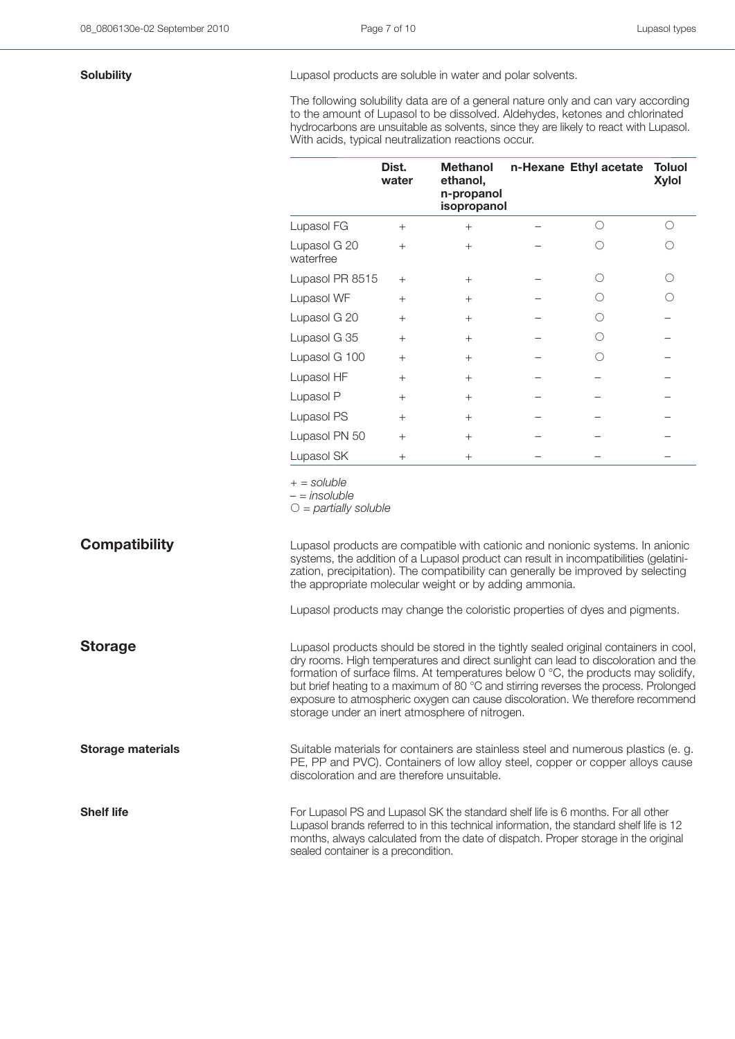## Solubility

Lupasol products are soluble in water and polar solvents.

The following solubility data are of a general nature only and can vary according to the amount of Lupasol to be dissolved. Aldehydes, ketones and chlorinated hydrocarbons are unsuitable as solvents, since they are likely to react with Lupasol. With acids, typical neutralization reactions occur.

| | Dist. water | Methanol ethanol, n-propanol isopropanol | n-Hexane | Ethyl acetate | Toluol Xylol |
|---|---|---|---|---|---|
| Lupasol FG | + | + | – | ○ | ○ |
| Lupasol G 20 waterfree | + | + | – | ○ | ○ |
| Lupasol PR 8515 | + | + | – | ○ | ○ |
| Lupasol WF | + | + | – | ○ | ○ |
| Lupasol G 20 | + | + | – | ○ | – |
| Lupasol G 35 | + | + | – | ○ | – |
| Lupasol G 100 | + | + | – | ○ | – |
| Lupasol HF | + | + | – | – | – |
| Lupasol P | + | + | – | – | – |
| Lupasol PS | + | + | – | – | – |
| Lupasol PN 50 | + | + | – | – | – |
| Lupasol SK | + | + | – | – | – |

*+ = soluble*
*– = insoluble*
*○ = partially soluble*

## Compatibility

Lupasol products are compatible with cationic and nonionic systems. In anionic systems, the addition of a Lupasol product can result in incompatibilities (gelatinization, precipitation). The compatibility can generally be improved by selecting the appropriate molecular weight or by adding ammonia.

Lupasol products may change the coloristic properties of dyes and pigments.

## Storage

Lupasol products should be stored in the tightly sealed original containers in cool, dry rooms. High temperatures and direct sunlight can lead to discoloration and the formation of surface films. At temperatures below 0 °C, the products may solidify, but brief heating to a maximum of 80 °C and stirring reverses the process. Prolonged exposure to atmospheric oxygen can cause discoloration. We therefore recommend storage under an inert atmosphere of nitrogen.

### Storage materials

Suitable materials for containers are stainless steel and numerous plastics (e. g. PE, PP and PVC). Containers of low alloy steel, copper or copper alloys cause discoloration and are therefore unsuitable.

### Shelf life

For Lupasol PS and Lupasol SK the standard shelf life is 6 months. For all other Lupasol brands referred to in this technical information, the standard shelf life is 12 months, always calculated from the date of dispatch. Proper storage in the original sealed container is a precondition.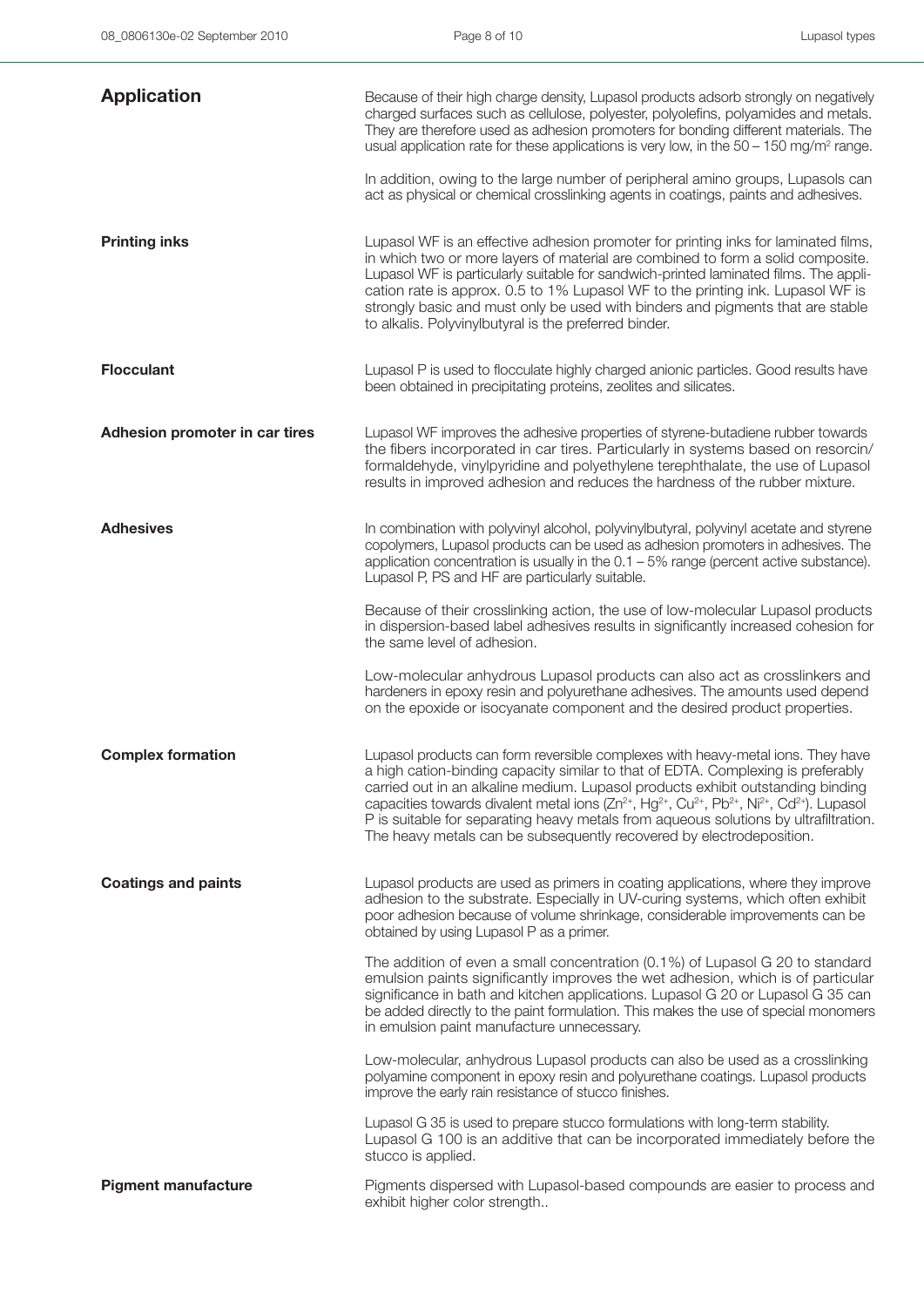## Application

Because of their high charge density, Lupasol products adsorb strongly on negatively charged surfaces such as cellulose, polyester, polyolefins, polyamides and metals. They are therefore used as adhesion promoters for bonding different materials. The usual application rate for these applications is very low, in the 50 – 150 mg/m$^2$ range.

In addition, owing to the large number of peripheral amino groups, Lupasols can act as physical or chemical crosslinking agents in coatings, paints and adhesives.

### Printing inks

Lupasol WF is an effective adhesion promoter for printing inks for laminated films, in which two or more layers of material are combined to form a solid composite. Lupasol WF is particularly suitable for sandwich-printed laminated films. The application rate is approx. 0.5 to 1% Lupasol WF to the printing ink. Lupasol WF is strongly basic and must only be used with binders and pigments that are stable to alkalis. Polyvinylbutyral is the preferred binder.

### Flocculant

Lupasol P is used to flocculate highly charged anionic particles. Good results have been obtained in precipitating proteins, zeolites and silicates.

### Adhesion promoter in car tires

Lupasol WF improves the adhesive properties of styrene-butadiene rubber towards the fibers incorporated in car tires. Particularly in systems based on resorcin/formaldehyde, vinylpyridine and polyethylene terephthalate, the use of Lupasol results in improved adhesion and reduces the hardness of the rubber mixture.

### Adhesives

In combination with polyvinyl alcohol, polyvinylbutyral, polyvinyl acetate and styrene copolymers, Lupasol products can be used as adhesion promoters in adhesives. The application concentration is usually in the 0.1 – 5% range (percent active substance). Lupasol P, PS and HF are particularly suitable.

Because of their crosslinking action, the use of low-molecular Lupasol products in dispersion-based label adhesives results in significantly increased cohesion for the same level of adhesion.

Low-molecular anhydrous Lupasol products can also act as crosslinkers and hardeners in epoxy resin and polyurethane adhesives. The amounts used depend on the epoxide or isocyanate component and the desired product properties.

### Complex formation

Lupasol products can form reversible complexes with heavy-metal ions. They have a high cation-binding capacity similar to that of EDTA. Complexing is preferably carried out in an alkaline medium. Lupasol products exhibit outstanding binding capacities towards divalent metal ions ($Zn^{2+}$, $Hg^{2+}$, $Cu^{2+}$, $Pb^{2+}$, $Ni^{2+}$, $Cd^{2+}$). Lupasol P is suitable for separating heavy metals from aqueous solutions by ultrafiltration. The heavy metals can be subsequently recovered by electrodeposition.

### Coatings and paints

Lupasol products are used as primers in coating applications, where they improve adhesion to the substrate. Especially in UV-curing systems, which often exhibit poor adhesion because of volume shrinkage, considerable improvements can be obtained by using Lupasol P as a primer.

The addition of even a small concentration (0.1%) of Lupasol G 20 to standard emulsion paints significantly improves the wet adhesion, which is of particular significance in bath and kitchen applications. Lupasol G 20 or Lupasol G 35 can be added directly to the paint formulation. This makes the use of special monomers in emulsion paint manufacture unnecessary.

Low-molecular, anhydrous Lupasol products can also be used as a crosslinking polyamine component in epoxy resin and polyurethane coatings. Lupasol products improve the early rain resistance of stucco finishes.

Lupasol G 35 is used to prepare stucco formulations with long-term stability. Lupasol G 100 is an additive that can be incorporated immediately before the stucco is applied.

### Pigment manufacture

Pigments dispersed with Lupasol-based compounds are easier to process and exhibit higher color strength..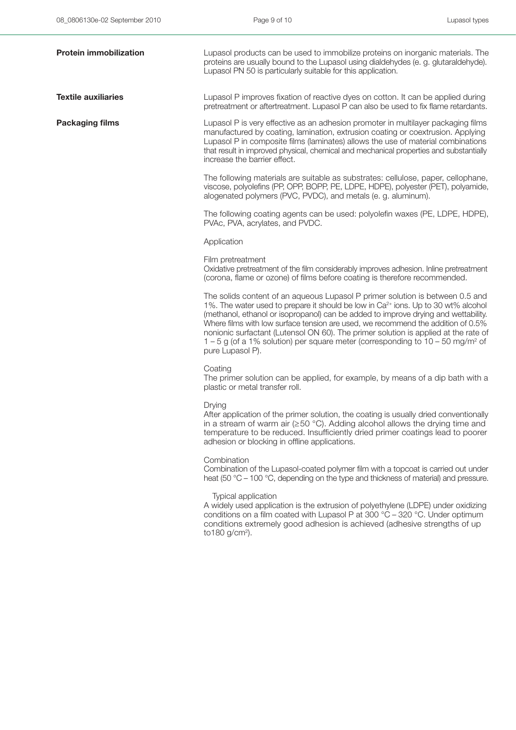**Protein immobilization**

Lupasol products can be used to immobilize proteins on inorganic materials. The proteins are usually bound to the Lupasol using dialdehydes (e. g. glutaraldehyde). Lupasol PN 50 is particularly suitable for this application.

**Textile auxiliaries**

Lupasol P improves fixation of reactive dyes on cotton. It can be applied during pretreatment or aftertreatment. Lupasol P can also be used to fix flame retardants.

**Packaging films**

Lupasol P is very effective as an adhesion promoter in multilayer packaging films manufactured by coating, lamination, extrusion coating or coextrusion. Applying Lupasol P in composite films (laminates) allows the use of material combinations that result in improved physical, chemical and mechanical properties and substantially increase the barrier effect.

The following materials are suitable as substrates: cellulose, paper, cellophane, viscose, polyolefins (PP, OPP, BOPP, PE, LDPE, HDPE), polyester (PET), polyamide, alogenated polymers (PVC, PVDC), and metals (e. g. aluminum).

The following coating agents can be used: polyolefin waxes (PE, LDPE, HDPE), PVAc, PVA, acrylates, and PVDC.

Application

Film pretreatment
Oxidative pretreatment of the film considerably improves adhesion. Inline pretreatment (corona, flame or ozone) of films before coating is therefore recommended.

The solids content of an aqueous Lupasol P primer solution is between 0.5 and 1%. The water used to prepare it should be low in $Ca^{2+}$ ions. Up to 30 wt% alcohol (methanol, ethanol or isopropanol) can be added to improve drying and wettability. Where films with low surface tension are used, we recommend the addition of 0.5% nonionic surfactant (Lutensol ON 60). The primer solution is applied at the rate of 1 – 5 g (of a 1% solution) per square meter (corresponding to 10 – 50 mg/m$^2$ of pure Lupasol P).

Coating
The primer solution can be applied, for example, by means of a dip bath with a plastic or metal transfer roll.

Drying
After application of the primer solution, the coating is usually dried conventionally in a stream of warm air (≥50 °C). Adding alcohol allows the drying time and temperature to be reduced. Insufficiently dried primer coatings lead to poorer adhesion or blocking in offline applications.

Combination
Combination of the Lupasol-coated polymer film with a topcoat is carried out under heat (50 °C – 100 °C, depending on the type and thickness of material) and pressure.

Typical application
A widely used application is the extrusion of polyethylene (LDPE) under oxidizing conditions on a film coated with Lupasol P at 300 °C – 320 °C. Under optimum conditions extremely good adhesion is achieved (adhesive strengths of up to180 g/cm$^2$).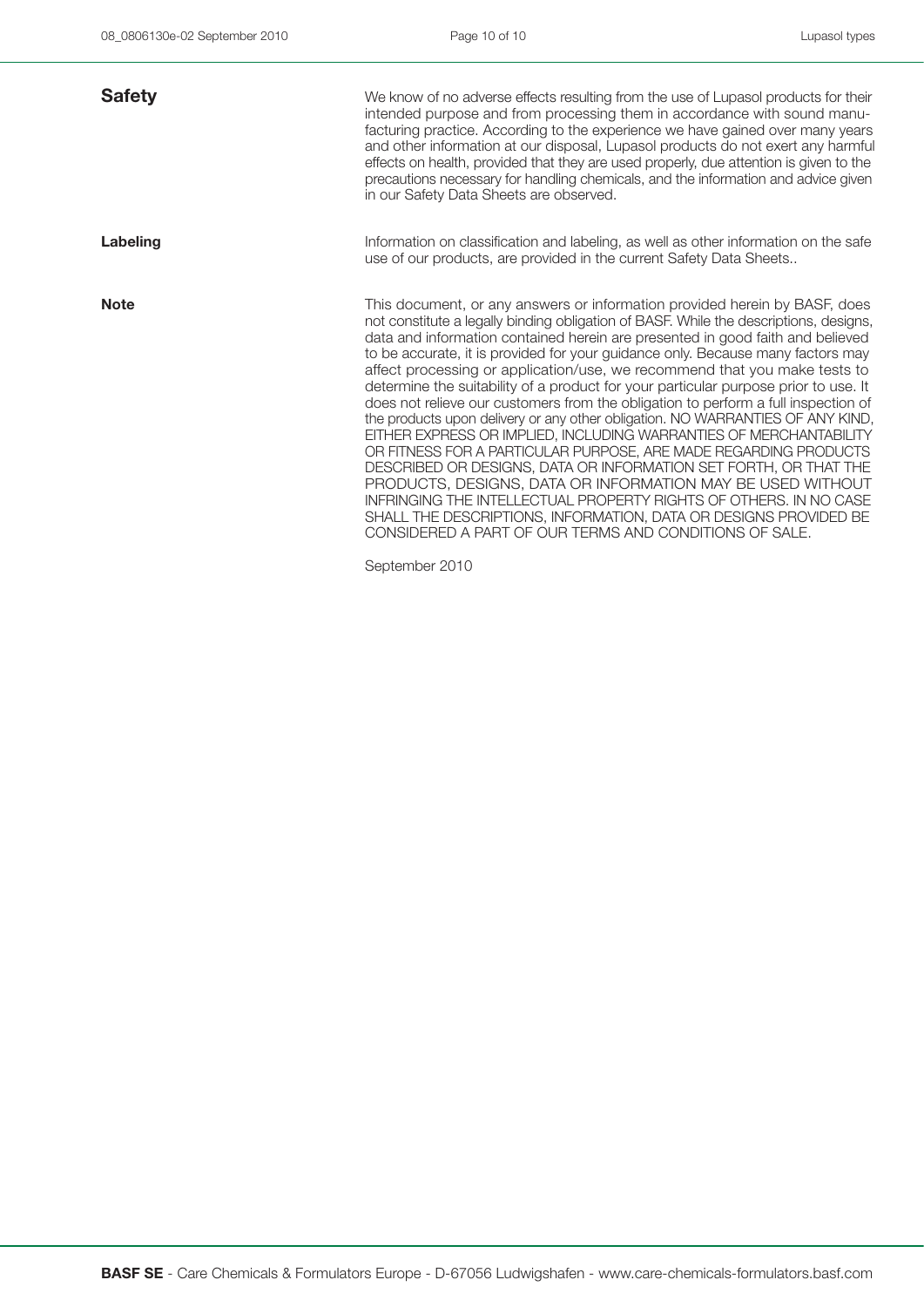## Safety

We know of no adverse effects resulting from the use of Lupasol products for their intended purpose and from processing them in accordance with sound manufacturing practice. According to the experience we have gained over many years and other information at our disposal, Lupasol products do not exert any harmful effects on health, provided that they are used properly, due attention is given to the precautions necessary for handling chemicals, and the information and advice given in our Safety Data Sheets are observed.

## Labeling

Information on classification and labeling, as well as other information on the safe use of our products, are provided in the current Safety Data Sheets..

## Note

This document, or any answers or information provided herein by BASF, does not constitute a legally binding obligation of BASF. While the descriptions, designs, data and information contained herein are presented in good faith and believed to be accurate, it is provided for your guidance only. Because many factors may affect processing or application/use, we recommend that you make tests to determine the suitability of a product for your particular purpose prior to use. It does not relieve our customers from the obligation to perform a full inspection of the products upon delivery or any other obligation. NO WARRANTIES OF ANY KIND, EITHER EXPRESS OR IMPLIED, INCLUDING WARRANTIES OF MERCHANTABILITY OR FITNESS FOR A PARTICULAR PURPOSE, ARE MADE REGARDING PRODUCTS DESCRIBED OR DESIGNS, DATA OR INFORMATION SET FORTH, OR THAT THE PRODUCTS, DESIGNS, DATA OR INFORMATION MAY BE USED WITHOUT INFRINGING THE INTELLECTUAL PROPERTY RIGHTS OF OTHERS. IN NO CASE SHALL THE DESCRIPTIONS, INFORMATION, DATA OR DESIGNS PROVIDED BE CONSIDERED A PART OF OUR TERMS AND CONDITIONS OF SALE.

September 2010

**BASF SE** - Care Chemicals & Formulators Europe - D-67056 Ludwigshafen - www.care-chemicals-formulators.basf.com